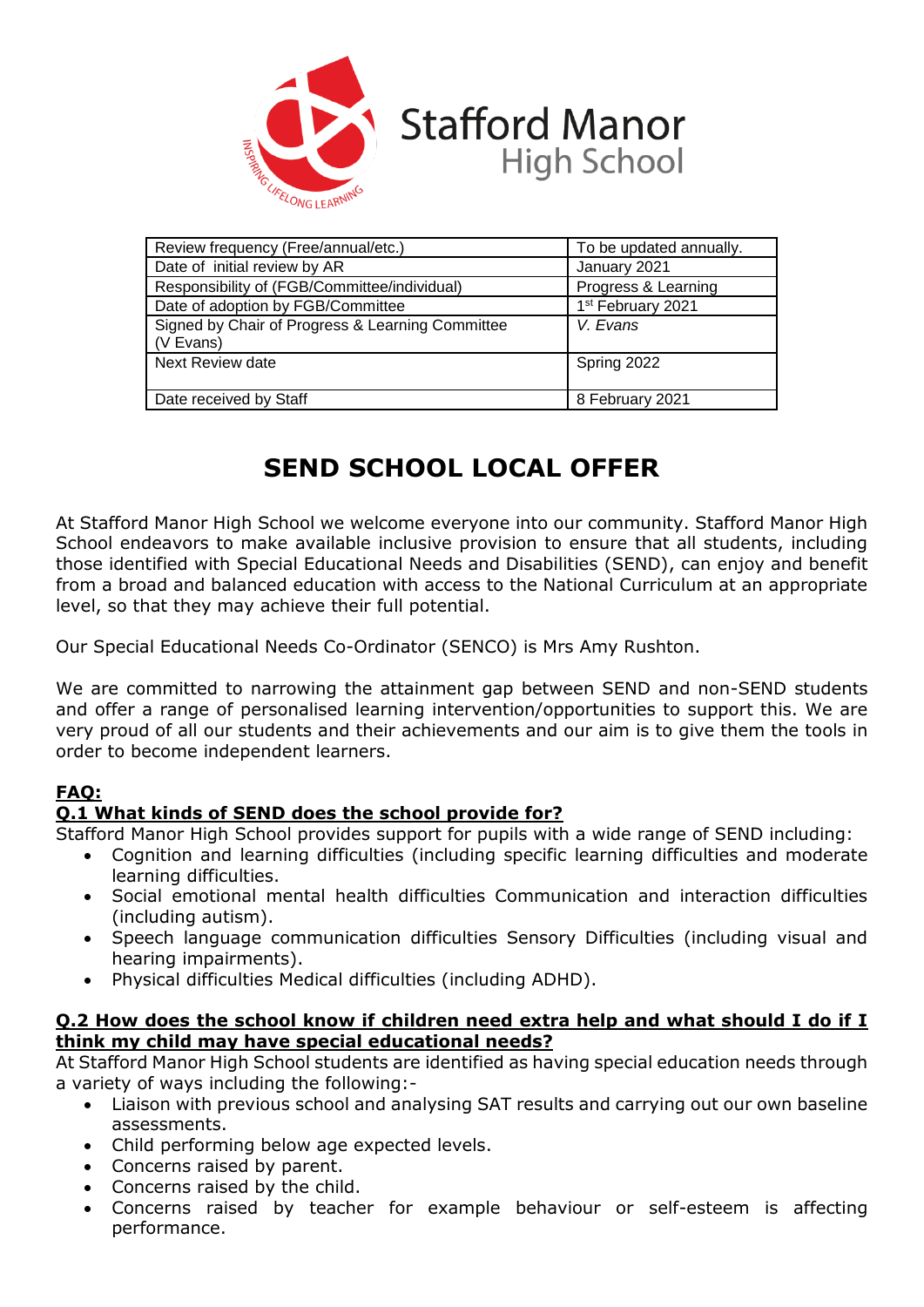Stafford Manor High School

| Review frequency (Free/annual/etc.) | To be updated annually. |
|---|---|
| Date of initial review by AR | January 2021 |
| Responsibility of (FGB/Committee/individual) | Progress & Learning |
| Date of adoption by FGB/Committee | 1st February 2021 |
| Signed by Chair of Progress & Learning Committee (V Evans) | *V. Evans* |
| Next Review date | Spring 2022 |
| Date received by Staff | 8 February 2021 |

# SEND SCHOOL LOCAL OFFER

At Stafford Manor High School we welcome everyone into our community. Stafford Manor High School endeavors to make available inclusive provision to ensure that all students, including those identified with Special Educational Needs and Disabilities (SEND), can enjoy and benefit from a broad and balanced education with access to the National Curriculum at an appropriate level, so that they may achieve their full potential.

Our Special Educational Needs Co-Ordinator (SENCO) is Mrs Amy Rushton.

We are committed to narrowing the attainment gap between SEND and non-SEND students and offer a range of personalised learning intervention/opportunities to support this. We are very proud of all our students and their achievements and our aim is to give them the tools in order to become independent learners.

## FAQ:

### Q.1 What kinds of SEND does the school provide for?

Stafford Manor High School provides support for pupils with a wide range of SEND including:

- Cognition and learning difficulties (including specific learning difficulties and moderate learning difficulties.
- Social emotional mental health difficulties Communication and interaction difficulties (including autism).
- Speech language communication difficulties Sensory Difficulties (including visual and hearing impairments).
- Physical difficulties Medical difficulties (including ADHD).

### Q.2 How does the school know if children need extra help and what should I do if I think my child may have special educational needs?

At Stafford Manor High School students are identified as having special education needs through a variety of ways including the following:-

- Liaison with previous school and analysing SAT results and carrying out our own baseline assessments.
- Child performing below age expected levels.
- Concerns raised by parent.
- Concerns raised by the child.
- Concerns raised by teacher for example behaviour or self-esteem is affecting performance.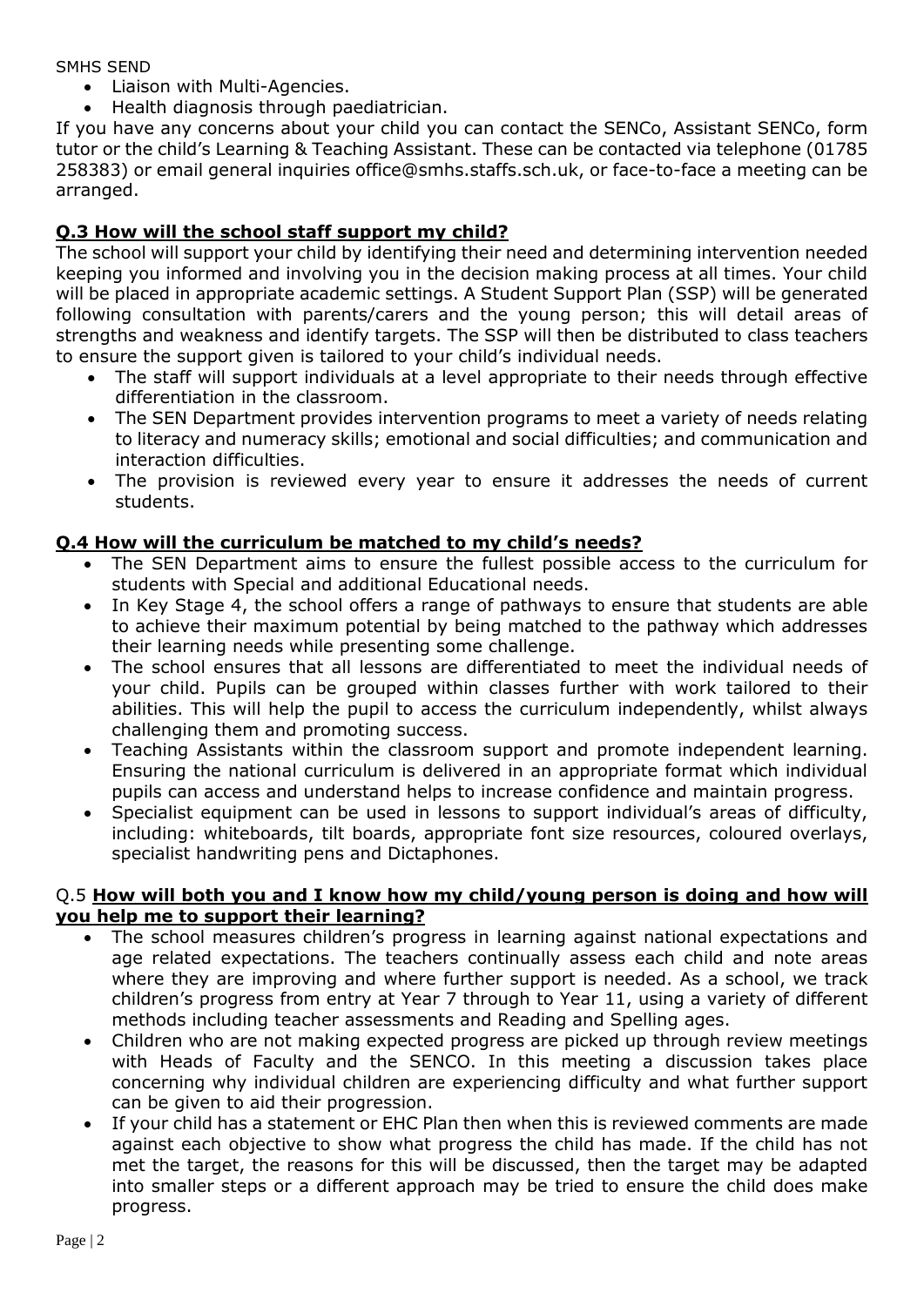- Liaison with Multi-Agencies.
- Health diagnosis through paediatrician.

If you have any concerns about your child you can contact the SENCo, Assistant SENCo, form tutor or the child's Learning & Teaching Assistant. These can be contacted via telephone (01785 258383) or email general inquiries office@smhs.staffs.sch.uk, or face-to-face a meeting can be arranged.

## Q.3 How will the school staff support my child?

The school will support your child by identifying their need and determining intervention needed keeping you informed and involving you in the decision making process at all times. Your child will be placed in appropriate academic settings. A Student Support Plan (SSP) will be generated following consultation with parents/carers and the young person; this will detail areas of strengths and weakness and identify targets. The SSP will then be distributed to class teachers to ensure the support given is tailored to your child's individual needs.

- The staff will support individuals at a level appropriate to their needs through effective differentiation in the classroom.
- The SEN Department provides intervention programs to meet a variety of needs relating to literacy and numeracy skills; emotional and social difficulties; and communication and interaction difficulties.
- The provision is reviewed every year to ensure it addresses the needs of current students.

## Q.4 How will the curriculum be matched to my child's needs?

- The SEN Department aims to ensure the fullest possible access to the curriculum for students with Special and additional Educational needs.
- In Key Stage 4, the school offers a range of pathways to ensure that students are able to achieve their maximum potential by being matched to the pathway which addresses their learning needs while presenting some challenge.
- The school ensures that all lessons are differentiated to meet the individual needs of your child. Pupils can be grouped within classes further with work tailored to their abilities. This will help the pupil to access the curriculum independently, whilst always challenging them and promoting success.
- Teaching Assistants within the classroom support and promote independent learning. Ensuring the national curriculum is delivered in an appropriate format which individual pupils can access and understand helps to increase confidence and maintain progress.
- Specialist equipment can be used in lessons to support individual's areas of difficulty, including: whiteboards, tilt boards, appropriate font size resources, coloured overlays, specialist handwriting pens and Dictaphones.

## Q.5 How will both you and I know how my child/young person is doing and how will you help me to support their learning?

- The school measures children's progress in learning against national expectations and age related expectations. The teachers continually assess each child and note areas where they are improving and where further support is needed. As a school, we track children's progress from entry at Year 7 through to Year 11, using a variety of different methods including teacher assessments and Reading and Spelling ages.
- Children who are not making expected progress are picked up through review meetings with Heads of Faculty and the SENCO. In this meeting a discussion takes place concerning why individual children are experiencing difficulty and what further support can be given to aid their progression.
- If your child has a statement or EHC Plan then when this is reviewed comments are made against each objective to show what progress the child has made. If the child has not met the target, the reasons for this will be discussed, then the target may be adapted into smaller steps or a different approach may be tried to ensure the child does make progress.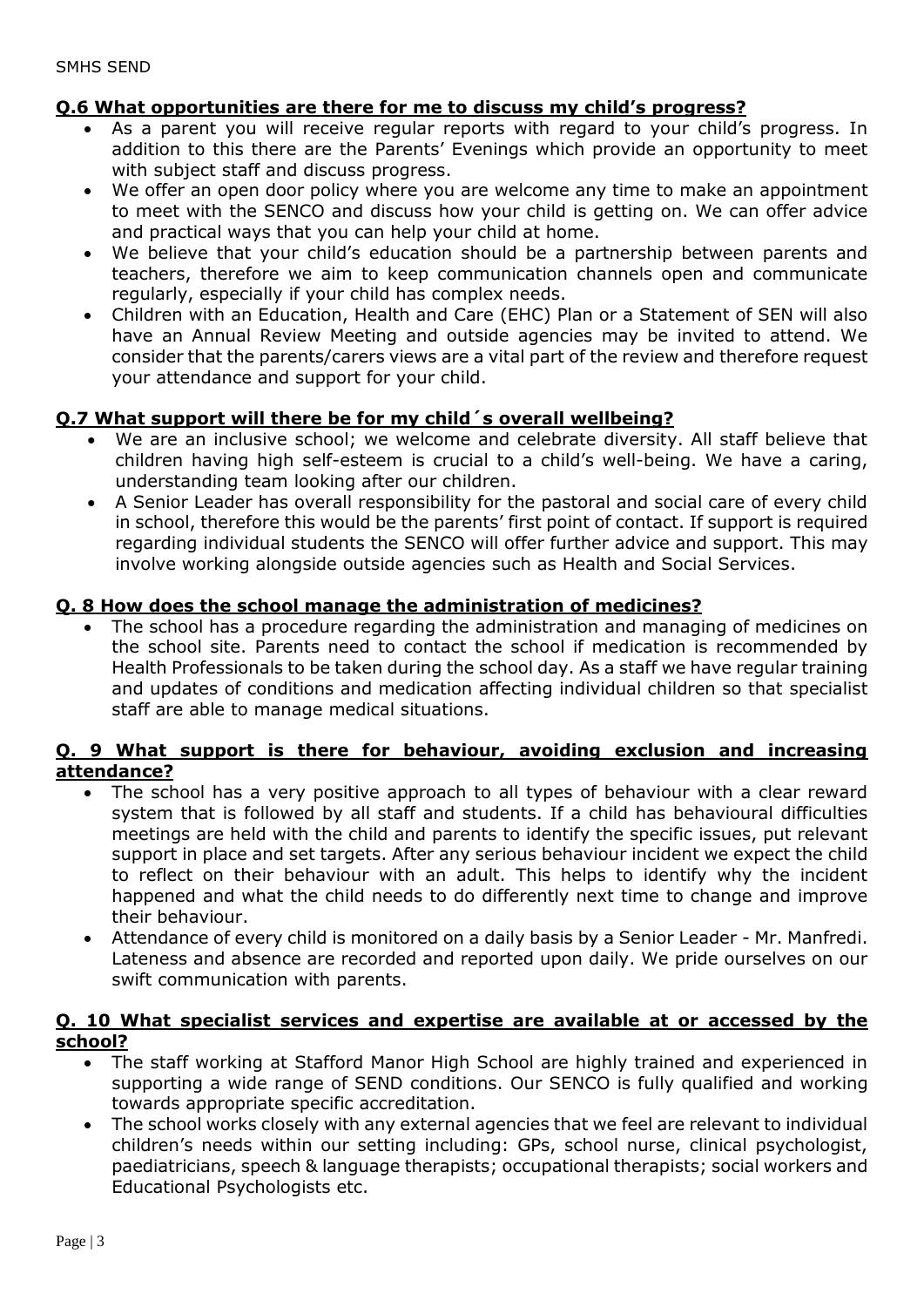### Q.6 What opportunities are there for me to discuss my child's progress?

- As a parent you will receive regular reports with regard to your child's progress. In addition to this there are the Parents' Evenings which provide an opportunity to meet with subject staff and discuss progress.
- We offer an open door policy where you are welcome any time to make an appointment to meet with the SENCO and discuss how your child is getting on. We can offer advice and practical ways that you can help your child at home.
- We believe that your child's education should be a partnership between parents and teachers, therefore we aim to keep communication channels open and communicate regularly, especially if your child has complex needs.
- Children with an Education, Health and Care (EHC) Plan or a Statement of SEN will also have an Annual Review Meeting and outside agencies may be invited to attend. We consider that the parents/carers views are a vital part of the review and therefore request your attendance and support for your child.

### Q.7 What support will there be for my child´s overall wellbeing?

- We are an inclusive school; we welcome and celebrate diversity. All staff believe that children having high self-esteem is crucial to a child's well-being. We have a caring, understanding team looking after our children.
- A Senior Leader has overall responsibility for the pastoral and social care of every child in school, therefore this would be the parents' first point of contact. If support is required regarding individual students the SENCO will offer further advice and support. This may involve working alongside outside agencies such as Health and Social Services.

### Q. 8 How does the school manage the administration of medicines?

- The school has a procedure regarding the administration and managing of medicines on the school site. Parents need to contact the school if medication is recommended by Health Professionals to be taken during the school day. As a staff we have regular training and updates of conditions and medication affecting individual children so that specialist staff are able to manage medical situations.

### Q. 9 What support is there for behaviour, avoiding exclusion and increasing attendance?

- The school has a very positive approach to all types of behaviour with a clear reward system that is followed by all staff and students. If a child has behavioural difficulties meetings are held with the child and parents to identify the specific issues, put relevant support in place and set targets. After any serious behaviour incident we expect the child to reflect on their behaviour with an adult. This helps to identify why the incident happened and what the child needs to do differently next time to change and improve their behaviour.
- Attendance of every child is monitored on a daily basis by a Senior Leader - Mr. Manfredi. Lateness and absence are recorded and reported upon daily. We pride ourselves on our swift communication with parents.

### Q. 10 What specialist services and expertise are available at or accessed by the school?

- The staff working at Stafford Manor High School are highly trained and experienced in supporting a wide range of SEND conditions. Our SENCO is fully qualified and working towards appropriate specific accreditation.
- The school works closely with any external agencies that we feel are relevant to individual children's needs within our setting including: GPs, school nurse, clinical psychologist, paediatricians, speech & language therapists; occupational therapists; social workers and Educational Psychologists etc.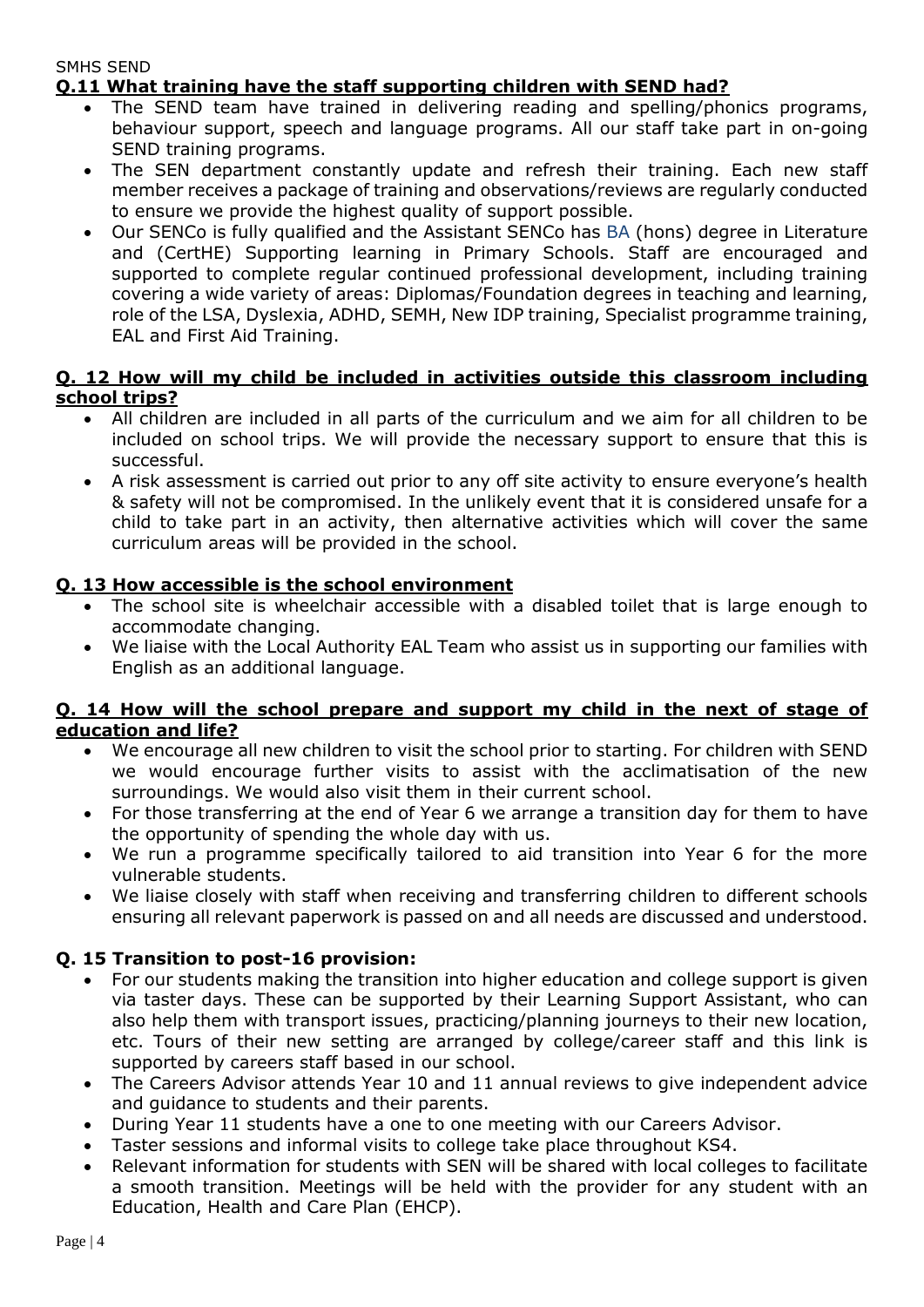SMHS SEND

## Q.11 What training have the staff supporting children with SEND had?

- The SEND team have trained in delivering reading and spelling/phonics programs, behaviour support, speech and language programs. All our staff take part in on-going SEND training programs.
- The SEN department constantly update and refresh their training. Each new staff member receives a package of training and observations/reviews are regularly conducted to ensure we provide the highest quality of support possible.
- Our SENCo is fully qualified and the Assistant SENCo has BA (hons) degree in Literature and (CertHE) Supporting learning in Primary Schools. Staff are encouraged and supported to complete regular continued professional development, including training covering a wide variety of areas: Diplomas/Foundation degrees in teaching and learning, role of the LSA, Dyslexia, ADHD, SEMH, New IDP training, Specialist programme training, EAL and First Aid Training.

## Q. 12 How will my child be included in activities outside this classroom including school trips?

- All children are included in all parts of the curriculum and we aim for all children to be included on school trips. We will provide the necessary support to ensure that this is successful.
- A risk assessment is carried out prior to any off site activity to ensure everyone's health & safety will not be compromised. In the unlikely event that it is considered unsafe for a child to take part in an activity, then alternative activities which will cover the same curriculum areas will be provided in the school.

## Q. 13 How accessible is the school environment

- The school site is wheelchair accessible with a disabled toilet that is large enough to accommodate changing.
- We liaise with the Local Authority EAL Team who assist us in supporting our families with English as an additional language.

## Q. 14 How will the school prepare and support my child in the next of stage of education and life?

- We encourage all new children to visit the school prior to starting. For children with SEND we would encourage further visits to assist with the acclimatisation of the new surroundings. We would also visit them in their current school.
- For those transferring at the end of Year 6 we arrange a transition day for them to have the opportunity of spending the whole day with us.
- We run a programme specifically tailored to aid transition into Year 6 for the more vulnerable students.
- We liaise closely with staff when receiving and transferring children to different schools ensuring all relevant paperwork is passed on and all needs are discussed and understood.

## Q. 15 Transition to post-16 provision:

- For our students making the transition into higher education and college support is given via taster days. These can be supported by their Learning Support Assistant, who can also help them with transport issues, practicing/planning journeys to their new location, etc. Tours of their new setting are arranged by college/career staff and this link is supported by careers staff based in our school.
- The Careers Advisor attends Year 10 and 11 annual reviews to give independent advice and guidance to students and their parents.
- During Year 11 students have a one to one meeting with our Careers Advisor.
- Taster sessions and informal visits to college take place throughout KS4.
- Relevant information for students with SEN will be shared with local colleges to facilitate a smooth transition. Meetings will be held with the provider for any student with an Education, Health and Care Plan (EHCP).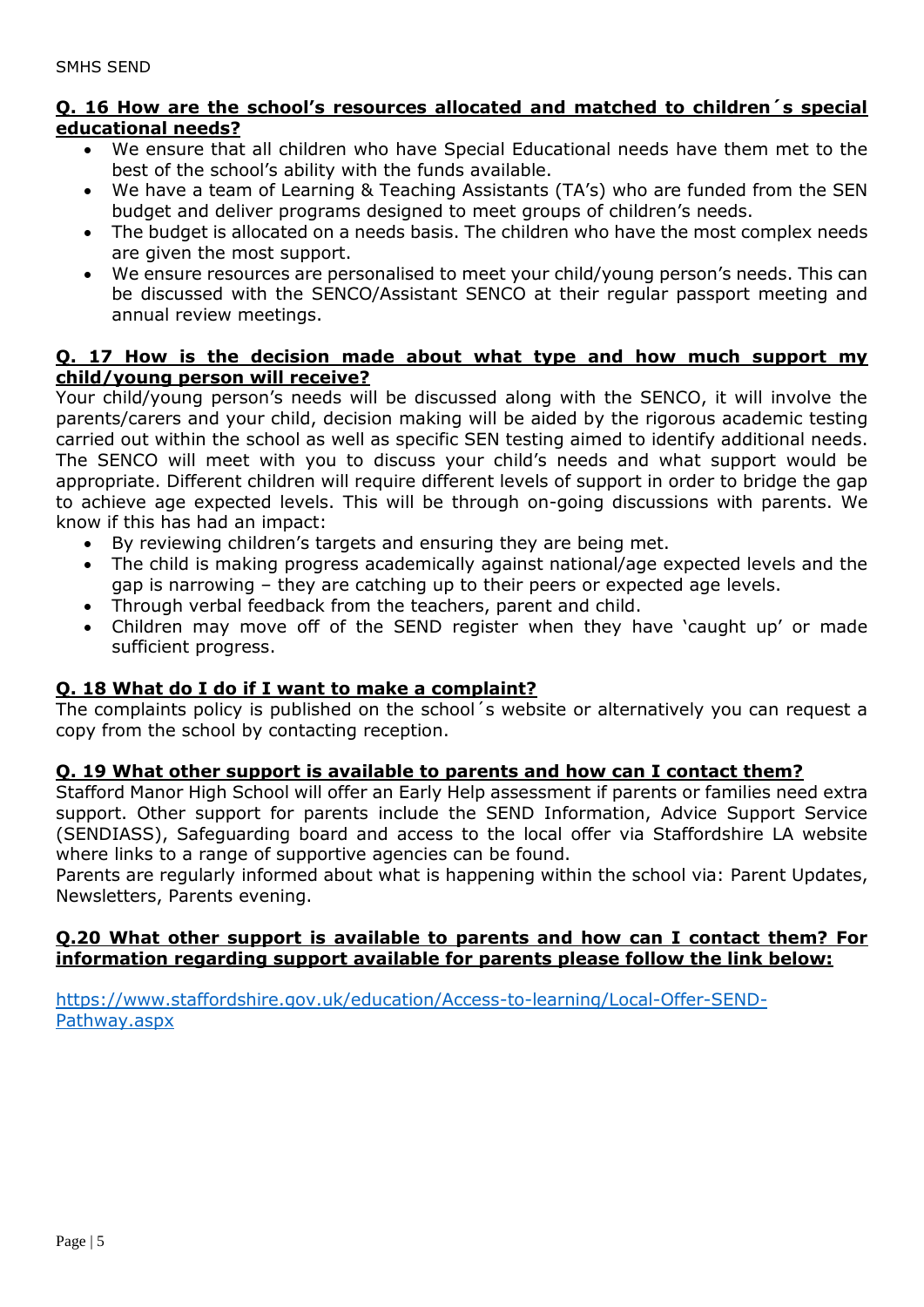**Q. 16 How are the school's resources allocated and matched to children´s special educational needs?**

- We ensure that all children who have Special Educational needs have them met to the best of the school's ability with the funds available.
- We have a team of Learning & Teaching Assistants (TA's) who are funded from the SEN budget and deliver programs designed to meet groups of children's needs.
- The budget is allocated on a needs basis. The children who have the most complex needs are given the most support.
- We ensure resources are personalised to meet your child/young person's needs. This can be discussed with the SENCO/Assistant SENCO at their regular passport meeting and annual review meetings.

**Q. 17 How is the decision made about what type and how much support my child/young person will receive?**

Your child/young person's needs will be discussed along with the SENCO, it will involve the parents/carers and your child, decision making will be aided by the rigorous academic testing carried out within the school as well as specific SEN testing aimed to identify additional needs. The SENCO will meet with you to discuss your child's needs and what support would be appropriate. Different children will require different levels of support in order to bridge the gap to achieve age expected levels. This will be through on-going discussions with parents. We know if this has had an impact:

- By reviewing children's targets and ensuring they are being met.
- The child is making progress academically against national/age expected levels and the gap is narrowing – they are catching up to their peers or expected age levels.
- Through verbal feedback from the teachers, parent and child.
- Children may move off of the SEND register when they have 'caught up' or made sufficient progress.

**Q. 18 What do I do if I want to make a complaint?**

The complaints policy is published on the school´s website or alternatively you can request a copy from the school by contacting reception.

**Q. 19 What other support is available to parents and how can I contact them?**

Stafford Manor High School will offer an Early Help assessment if parents or families need extra support. Other support for parents include the SEND Information, Advice Support Service (SENDIASS), Safeguarding board and access to the local offer via Staffordshire LA website where links to a range of supportive agencies can be found.

Parents are regularly informed about what is happening within the school via: Parent Updates, Newsletters, Parents evening.

**Q.20 What other support is available to parents and how can I contact them? For information regarding support available for parents please follow the link below:**

https://www.staffordshire.gov.uk/education/Access-to-learning/Local-Offer-SEND-Pathway.aspx